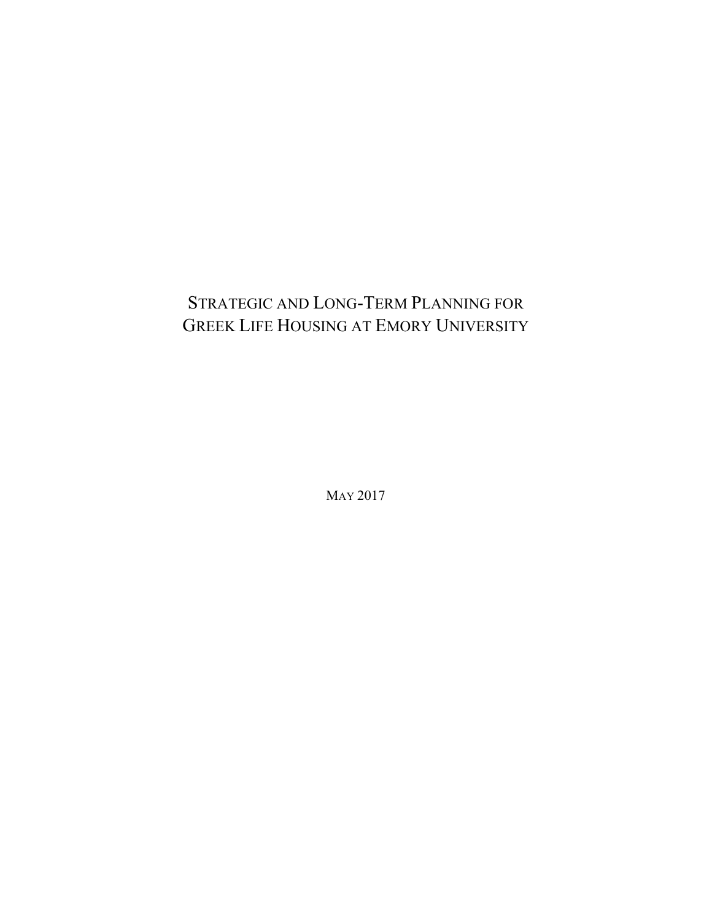# Strategic and Long-Term Planning for Greek Life Housing at Emory University

May 2017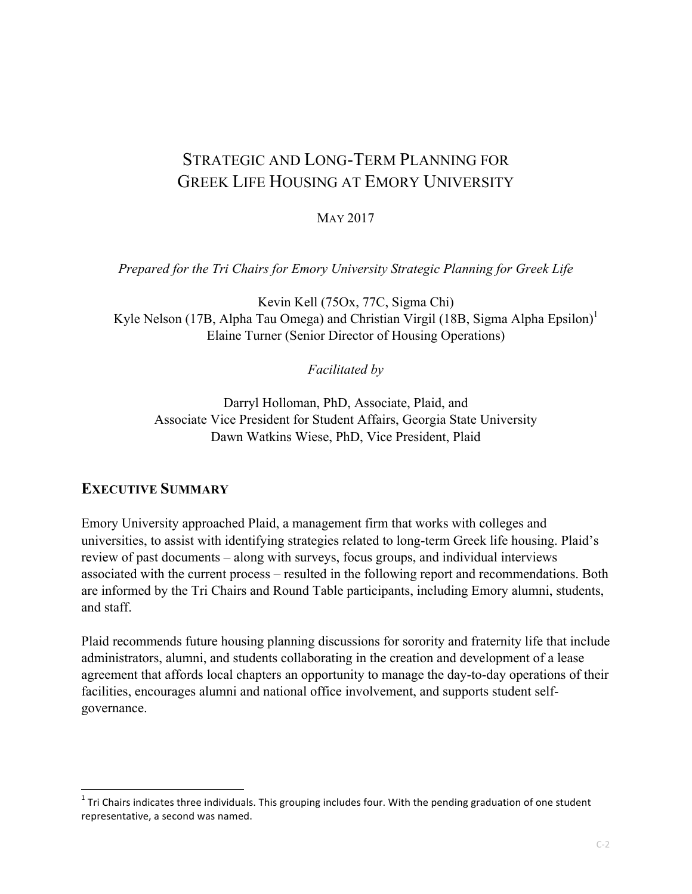# Strategic and Long-Term Planning for Greek Life Housing at Emory University

May 2017

*Prepared for the Tri Chairs for Emory University Strategic Planning for Greek Life*

Kevin Kell (75Ox, 77C, Sigma Chi)
Kyle Nelson (17B, Alpha Tau Omega) and Christian Virgil (18B, Sigma Alpha Epsilon)[1]
Elaine Turner (Senior Director of Housing Operations)

*Facilitated by*

Darryl Holloman, PhD, Associate, Plaid, and
Associate Vice President for Student Affairs, Georgia State University
Dawn Watkins Wiese, PhD, Vice President, Plaid

## Executive Summary

Emory University approached Plaid, a management firm that works with colleges and universities, to assist with identifying strategies related to long-term Greek life housing. Plaid's review of past documents – along with surveys, focus groups, and individual interviews associated with the current process – resulted in the following report and recommendations. Both are informed by the Tri Chairs and Round Table participants, including Emory alumni, students, and staff.

Plaid recommends future housing planning discussions for sorority and fraternity life that include administrators, alumni, and students collaborating in the creation and development of a lease agreement that affords local chapters an opportunity to manage the day-to-day operations of their facilities, encourages alumni and national office involvement, and supports student self-governance.

[1] Tri Chairs indicates three individuals. This grouping includes four. With the pending graduation of one student representative, a second was named.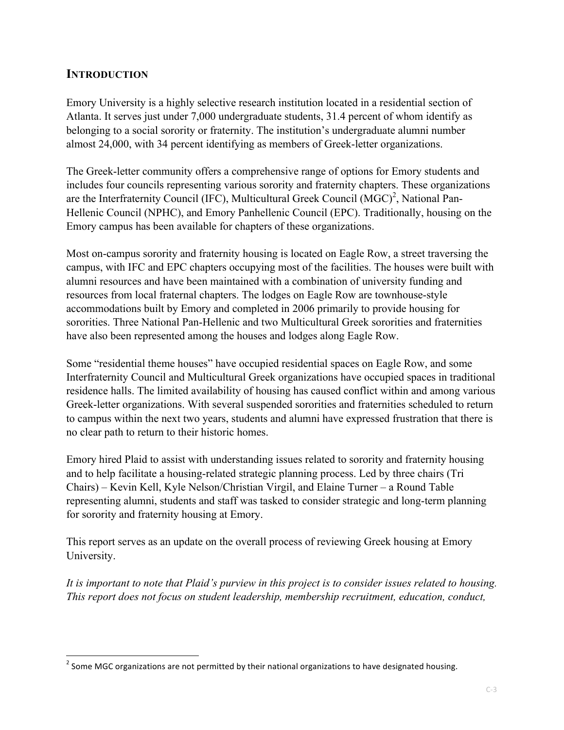## INTRODUCTION

Emory University is a highly selective research institution located in a residential section of Atlanta. It serves just under 7,000 undergraduate students, 31.4 percent of whom identify as belonging to a social sorority or fraternity. The institution's undergraduate alumni number almost 24,000, with 34 percent identifying as members of Greek-letter organizations.

The Greek-letter community offers a comprehensive range of options for Emory students and includes four councils representing various sorority and fraternity chapters. These organizations are the Interfraternity Council (IFC), Multicultural Greek Council (MGC)[2], National Pan-Hellenic Council (NPHC), and Emory Panhellenic Council (EPC). Traditionally, housing on the Emory campus has been available for chapters of these organizations.

Most on-campus sorority and fraternity housing is located on Eagle Row, a street traversing the campus, with IFC and EPC chapters occupying most of the facilities. The houses were built with alumni resources and have been maintained with a combination of university funding and resources from local fraternal chapters. The lodges on Eagle Row are townhouse-style accommodations built by Emory and completed in 2006 primarily to provide housing for sororities. Three National Pan-Hellenic and two Multicultural Greek sororities and fraternities have also been represented among the houses and lodges along Eagle Row.

Some "residential theme houses" have occupied residential spaces on Eagle Row, and some Interfraternity Council and Multicultural Greek organizations have occupied spaces in traditional residence halls. The limited availability of housing has caused conflict within and among various Greek-letter organizations. With several suspended sororities and fraternities scheduled to return to campus within the next two years, students and alumni have expressed frustration that there is no clear path to return to their historic homes.

Emory hired Plaid to assist with understanding issues related to sorority and fraternity housing and to help facilitate a housing-related strategic planning process. Led by three chairs (Tri Chairs) – Kevin Kell, Kyle Nelson/Christian Virgil, and Elaine Turner – a Round Table representing alumni, students and staff was tasked to consider strategic and long-term planning for sorority and fraternity housing at Emory.

This report serves as an update on the overall process of reviewing Greek housing at Emory University.

*It is important to note that Plaid's purview in this project is to consider issues related to housing. This report does not focus on student leadership, membership recruitment, education, conduct,*

[2] Some MGC organizations are not permitted by their national organizations to have designated housing.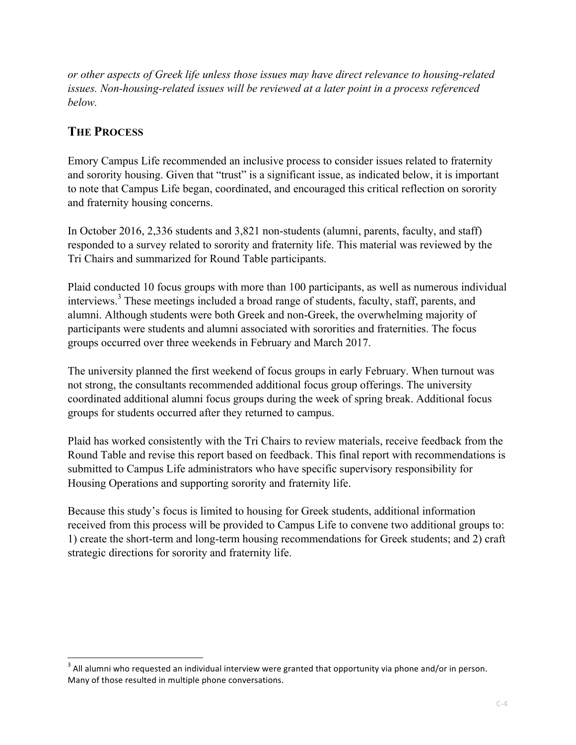*or other aspects of Greek life unless those issues may have direct relevance to housing-related issues. Non-housing-related issues will be reviewed at a later point in a process referenced below.*

## THE PROCESS

Emory Campus Life recommended an inclusive process to consider issues related to fraternity and sorority housing. Given that "trust" is a significant issue, as indicated below, it is important to note that Campus Life began, coordinated, and encouraged this critical reflection on sorority and fraternity housing concerns.

In October 2016, 2,336 students and 3,821 non-students (alumni, parents, faculty, and staff) responded to a survey related to sorority and fraternity life. This material was reviewed by the Tri Chairs and summarized for Round Table participants.

Plaid conducted 10 focus groups with more than 100 participants, as well as numerous individual interviews.[3] These meetings included a broad range of students, faculty, staff, parents, and alumni. Although students were both Greek and non-Greek, the overwhelming majority of participants were students and alumni associated with sororities and fraternities. The focus groups occurred over three weekends in February and March 2017.

The university planned the first weekend of focus groups in early February. When turnout was not strong, the consultants recommended additional focus group offerings. The university coordinated additional alumni focus groups during the week of spring break. Additional focus groups for students occurred after they returned to campus.

Plaid has worked consistently with the Tri Chairs to review materials, receive feedback from the Round Table and revise this report based on feedback. This final report with recommendations is submitted to Campus Life administrators who have specific supervisory responsibility for Housing Operations and supporting sorority and fraternity life.

Because this study's focus is limited to housing for Greek students, additional information received from this process will be provided to Campus Life to convene two additional groups to: 1) create the short-term and long-term housing recommendations for Greek students; and 2) craft strategic directions for sorority and fraternity life.

---

[3] All alumni who requested an individual interview were granted that opportunity via phone and/or in person. Many of those resulted in multiple phone conversations.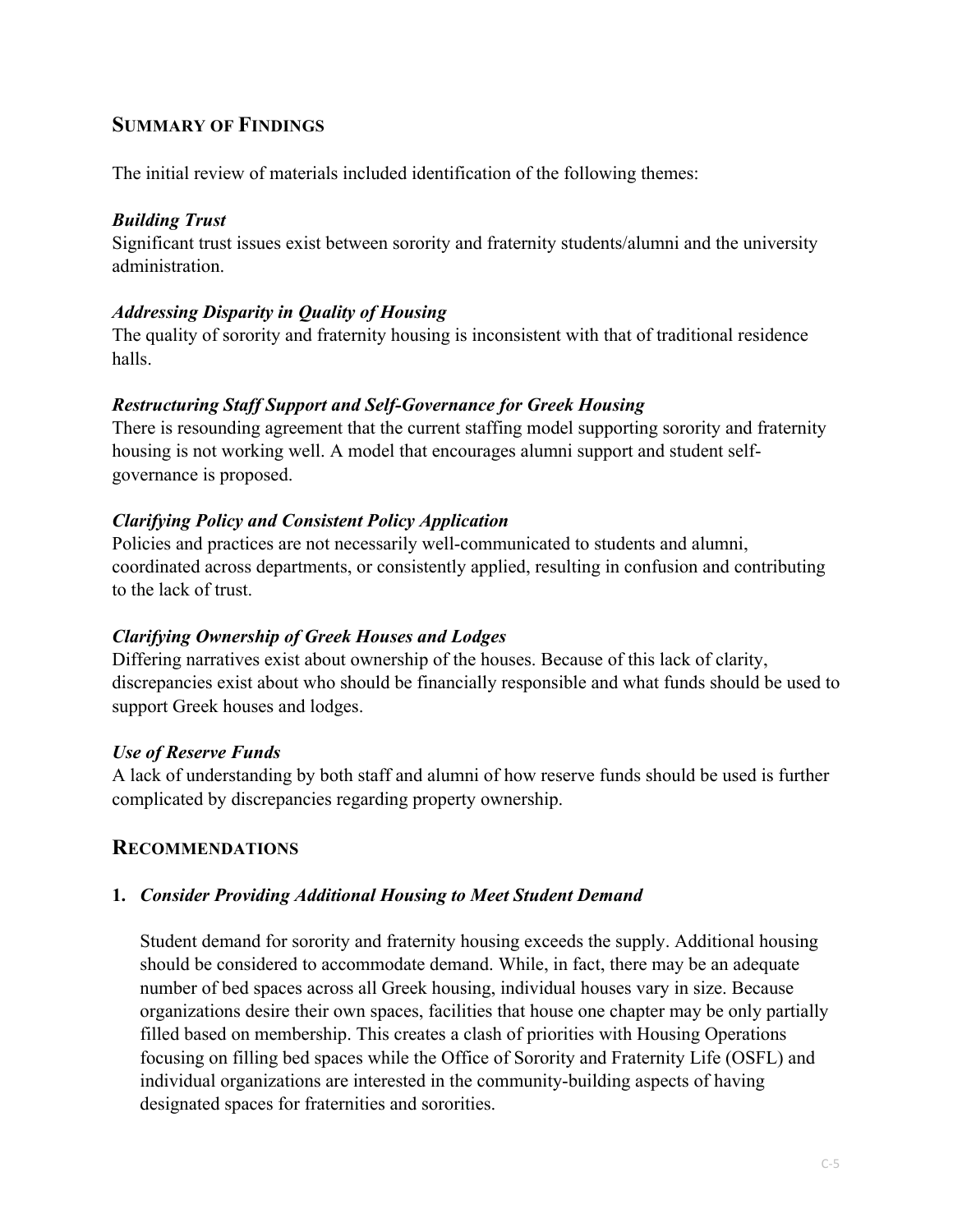## Summary of Findings

The initial review of materials included identification of the following themes:

***Building Trust***

Significant trust issues exist between sorority and fraternity students/alumni and the university administration.

***Addressing Disparity in Quality of Housing***

The quality of sorority and fraternity housing is inconsistent with that of traditional residence halls.

***Restructuring Staff Support and Self-Governance for Greek Housing***

There is resounding agreement that the current staffing model supporting sorority and fraternity housing is not working well. A model that encourages alumni support and student self-governance is proposed.

***Clarifying Policy and Consistent Policy Application***

Policies and practices are not necessarily well-communicated to students and alumni, coordinated across departments, or consistently applied, resulting in confusion and contributing to the lack of trust.

***Clarifying Ownership of Greek Houses and Lodges***

Differing narratives exist about ownership of the houses. Because of this lack of clarity, discrepancies exist about who should be financially responsible and what funds should be used to support Greek houses and lodges.

***Use of Reserve Funds***

A lack of understanding by both staff and alumni of how reserve funds should be used is further complicated by discrepancies regarding property ownership.

## Recommendations

**1.** ***Consider Providing Additional Housing to Meet Student Demand***

Student demand for sorority and fraternity housing exceeds the supply. Additional housing should be considered to accommodate demand. While, in fact, there may be an adequate number of bed spaces across all Greek housing, individual houses vary in size. Because organizations desire their own spaces, facilities that house one chapter may be only partially filled based on membership. This creates a clash of priorities with Housing Operations focusing on filling bed spaces while the Office of Sorority and Fraternity Life (OSFL) and individual organizations are interested in the community-building aspects of having designated spaces for fraternities and sororities.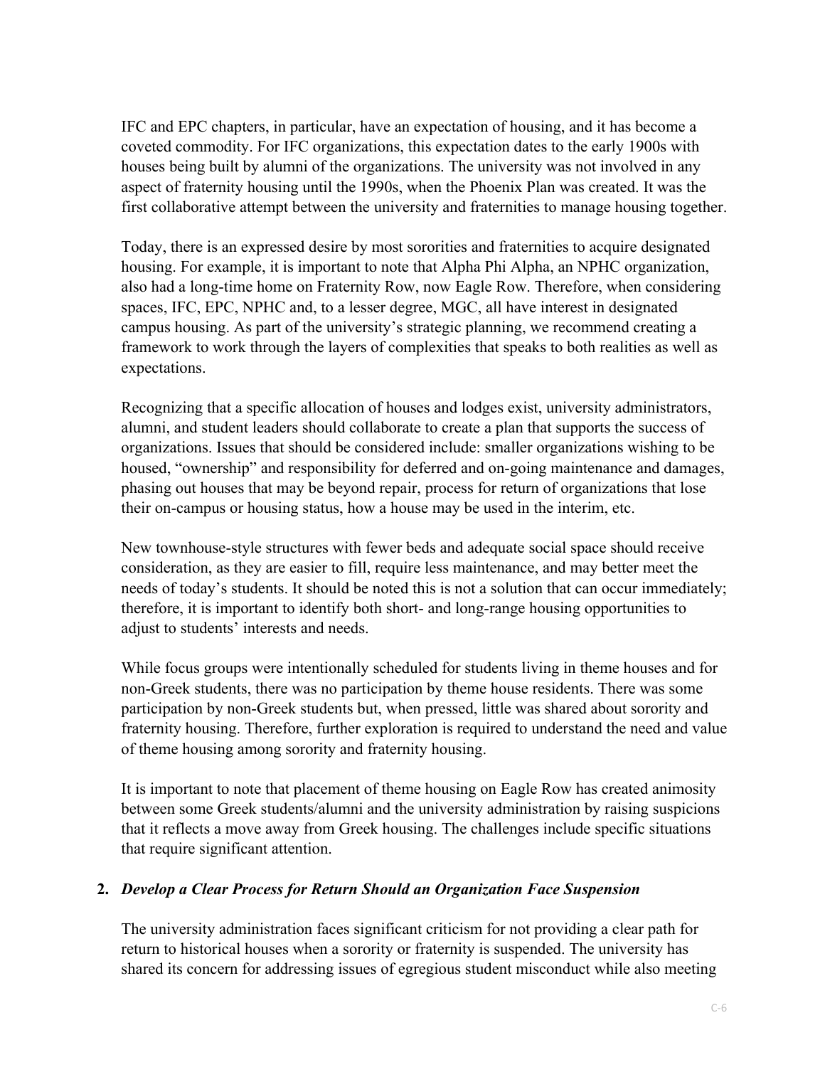IFC and EPC chapters, in particular, have an expectation of housing, and it has become a coveted commodity. For IFC organizations, this expectation dates to the early 1900s with houses being built by alumni of the organizations. The university was not involved in any aspect of fraternity housing until the 1990s, when the Phoenix Plan was created. It was the first collaborative attempt between the university and fraternities to manage housing together.

Today, there is an expressed desire by most sororities and fraternities to acquire designated housing. For example, it is important to note that Alpha Phi Alpha, an NPHC organization, also had a long-time home on Fraternity Row, now Eagle Row. Therefore, when considering spaces, IFC, EPC, NPHC and, to a lesser degree, MGC, all have interest in designated campus housing. As part of the university's strategic planning, we recommend creating a framework to work through the layers of complexities that speaks to both realities as well as expectations.

Recognizing that a specific allocation of houses and lodges exist, university administrators, alumni, and student leaders should collaborate to create a plan that supports the success of organizations. Issues that should be considered include: smaller organizations wishing to be housed, "ownership" and responsibility for deferred and on-going maintenance and damages, phasing out houses that may be beyond repair, process for return of organizations that lose their on-campus or housing status, how a house may be used in the interim, etc.

New townhouse-style structures with fewer beds and adequate social space should receive consideration, as they are easier to fill, require less maintenance, and may better meet the needs of today's students. It should be noted this is not a solution that can occur immediately; therefore, it is important to identify both short- and long-range housing opportunities to adjust to students' interests and needs.

While focus groups were intentionally scheduled for students living in theme houses and for non-Greek students, there was no participation by theme house residents. There was some participation by non-Greek students but, when pressed, little was shared about sorority and fraternity housing. Therefore, further exploration is required to understand the need and value of theme housing among sorority and fraternity housing.

It is important to note that placement of theme housing on Eagle Row has created animosity between some Greek students/alumni and the university administration by raising suspicions that it reflects a move away from Greek housing. The challenges include specific situations that require significant attention.

**2. *Develop a Clear Process for Return Should an Organization Face Suspension***

The university administration faces significant criticism for not providing a clear path for return to historical houses when a sorority or fraternity is suspended. The university has shared its concern for addressing issues of egregious student misconduct while also meeting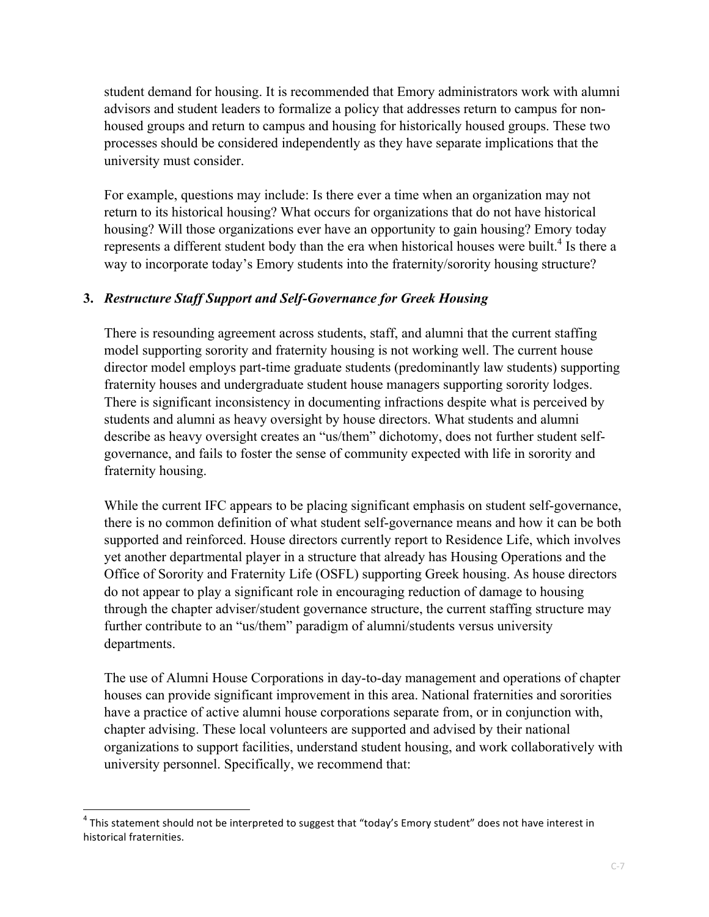student demand for housing. It is recommended that Emory administrators work with alumni advisors and student leaders to formalize a policy that addresses return to campus for non-housed groups and return to campus and housing for historically housed groups. These two processes should be considered independently as they have separate implications that the university must consider.

For example, questions may include: Is there ever a time when an organization may not return to its historical housing? What occurs for organizations that do not have historical housing? Will those organizations ever have an opportunity to gain housing? Emory today represents a different student body than the era when historical houses were built.[4] Is there a way to incorporate today's Emory students into the fraternity/sorority housing structure?

### 3. *Restructure Staff Support and Self-Governance for Greek Housing*

There is resounding agreement across students, staff, and alumni that the current staffing model supporting sorority and fraternity housing is not working well. The current house director model employs part-time graduate students (predominantly law students) supporting fraternity houses and undergraduate student house managers supporting sorority lodges. There is significant inconsistency in documenting infractions despite what is perceived by students and alumni as heavy oversight by house directors. What students and alumni describe as heavy oversight creates an "us/them" dichotomy, does not further student self-governance, and fails to foster the sense of community expected with life in sorority and fraternity housing.

While the current IFC appears to be placing significant emphasis on student self-governance, there is no common definition of what student self-governance means and how it can be both supported and reinforced. House directors currently report to Residence Life, which involves yet another departmental player in a structure that already has Housing Operations and the Office of Sorority and Fraternity Life (OSFL) supporting Greek housing. As house directors do not appear to play a significant role in encouraging reduction of damage to housing through the chapter adviser/student governance structure, the current staffing structure may further contribute to an "us/them" paradigm of alumni/students versus university departments.

The use of Alumni House Corporations in day-to-day management and operations of chapter houses can provide significant improvement in this area. National fraternities and sororities have a practice of active alumni house corporations separate from, or in conjunction with, chapter advising. These local volunteers are supported and advised by their national organizations to support facilities, understand student housing, and work collaboratively with university personnel. Specifically, we recommend that:

---

[4] This statement should not be interpreted to suggest that "today's Emory student" does not have interest in historical fraternities.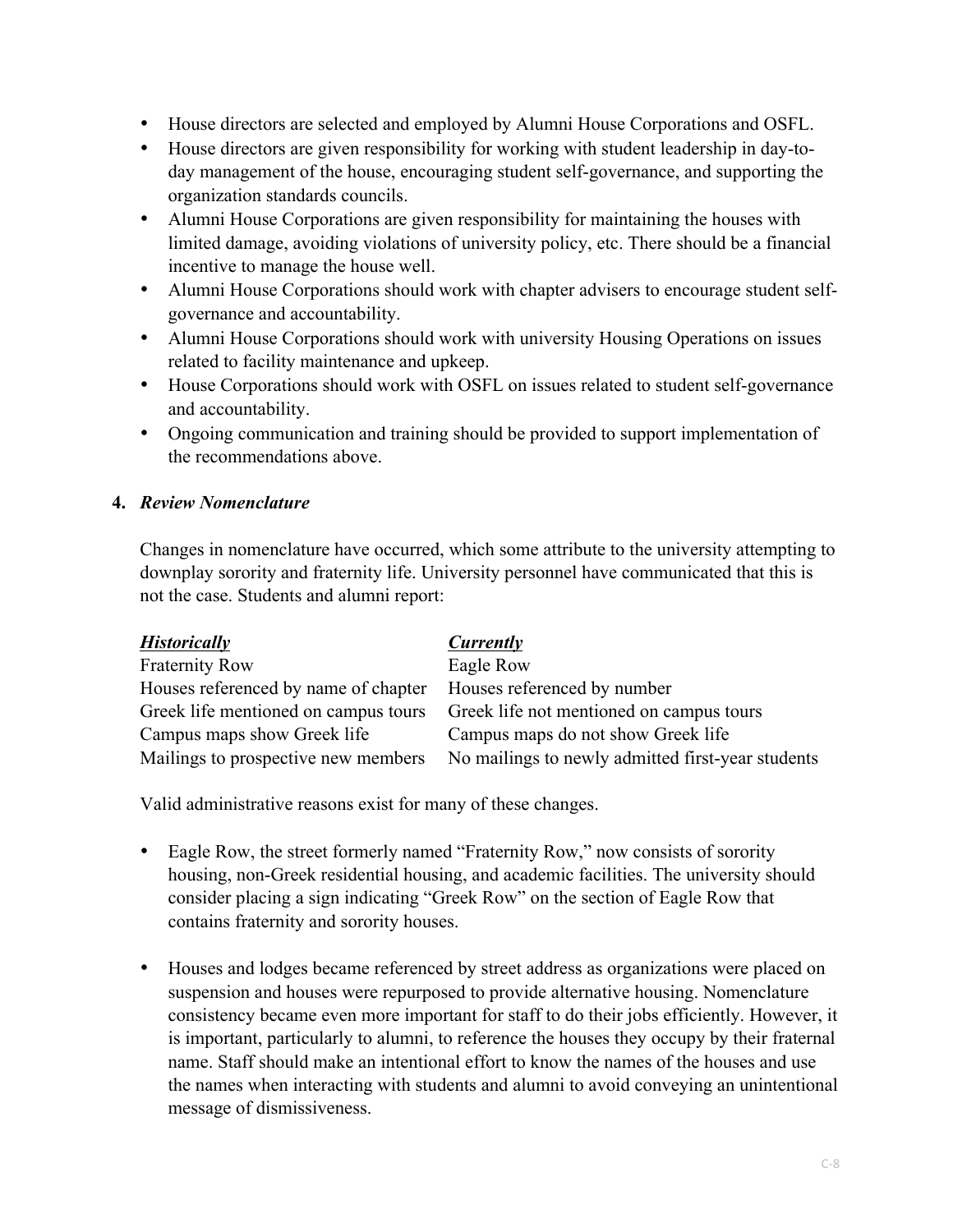- House directors are selected and employed by Alumni House Corporations and OSFL.
- House directors are given responsibility for working with student leadership in day-to-day management of the house, encouraging student self-governance, and supporting the organization standards councils.
- Alumni House Corporations are given responsibility for maintaining the houses with limited damage, avoiding violations of university policy, etc. There should be a financial incentive to manage the house well.
- Alumni House Corporations should work with chapter advisers to encourage student self-governance and accountability.
- Alumni House Corporations should work with university Housing Operations on issues related to facility maintenance and upkeep.
- House Corporations should work with OSFL on issues related to student self-governance and accountability.
- Ongoing communication and training should be provided to support implementation of the recommendations above.

**4. *Review Nomenclature***

Changes in nomenclature have occurred, which some attribute to the university attempting to downplay sorority and fraternity life. University personnel have communicated that this is not the case. Students and alumni report:

| ***Historically*** | ***Currently*** |
|---|---|
| Fraternity Row | Eagle Row |
| Houses referenced by name of chapter | Houses referenced by number |
| Greek life mentioned on campus tours | Greek life not mentioned on campus tours |
| Campus maps show Greek life | Campus maps do not show Greek life |
| Mailings to prospective new members | No mailings to newly admitted first-year students |

Valid administrative reasons exist for many of these changes.

- Eagle Row, the street formerly named "Fraternity Row," now consists of sorority housing, non-Greek residential housing, and academic facilities. The university should consider placing a sign indicating "Greek Row" on the section of Eagle Row that contains fraternity and sorority houses.

- Houses and lodges became referenced by street address as organizations were placed on suspension and houses were repurposed to provide alternative housing. Nomenclature consistency became even more important for staff to do their jobs efficiently. However, it is important, particularly to alumni, to reference the houses they occupy by their fraternal name. Staff should make an intentional effort to know the names of the houses and use the names when interacting with students and alumni to avoid conveying an unintentional message of dismissiveness.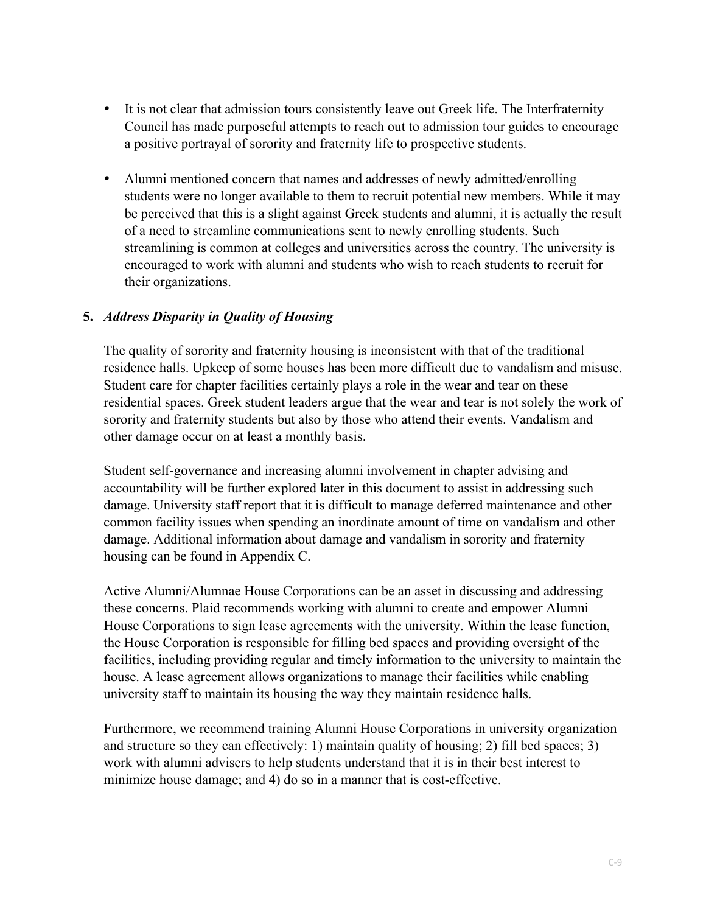- It is not clear that admission tours consistently leave out Greek life. The Interfraternity Council has made purposeful attempts to reach out to admission tour guides to encourage a positive portrayal of sorority and fraternity life to prospective students.

- Alumni mentioned concern that names and addresses of newly admitted/enrolling students were no longer available to them to recruit potential new members. While it may be perceived that this is a slight against Greek students and alumni, it is actually the result of a need to streamline communications sent to newly enrolling students. Such streamlining is common at colleges and universities across the country. The university is encouraged to work with alumni and students who wish to reach students to recruit for their organizations.

**5. *Address Disparity in Quality of Housing***

The quality of sorority and fraternity housing is inconsistent with that of the traditional residence halls. Upkeep of some houses has been more difficult due to vandalism and misuse. Student care for chapter facilities certainly plays a role in the wear and tear on these residential spaces. Greek student leaders argue that the wear and tear is not solely the work of sorority and fraternity students but also by those who attend their events. Vandalism and other damage occur on at least a monthly basis.

Student self-governance and increasing alumni involvement in chapter advising and accountability will be further explored later in this document to assist in addressing such damage. University staff report that it is difficult to manage deferred maintenance and other common facility issues when spending an inordinate amount of time on vandalism and other damage. Additional information about damage and vandalism in sorority and fraternity housing can be found in Appendix C.

Active Alumni/Alumnae House Corporations can be an asset in discussing and addressing these concerns. Plaid recommends working with alumni to create and empower Alumni House Corporations to sign lease agreements with the university. Within the lease function, the House Corporation is responsible for filling bed spaces and providing oversight of the facilities, including providing regular and timely information to the university to maintain the house. A lease agreement allows organizations to manage their facilities while enabling university staff to maintain its housing the way they maintain residence halls.

Furthermore, we recommend training Alumni House Corporations in university organization and structure so they can effectively: 1) maintain quality of housing; 2) fill bed spaces; 3) work with alumni advisers to help students understand that it is in their best interest to minimize house damage; and 4) do so in a manner that is cost-effective.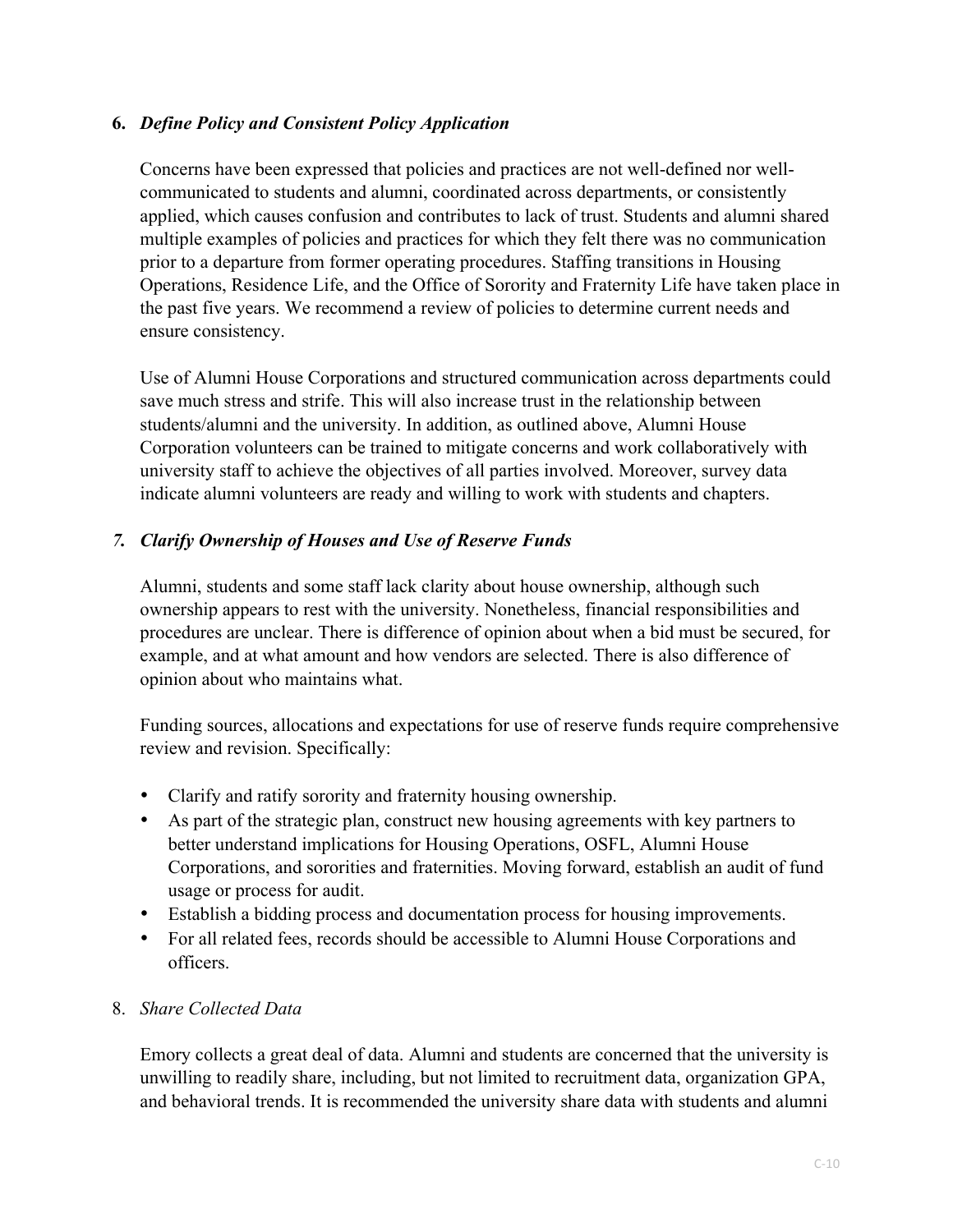**6. *Define Policy and Consistent Policy Application***

Concerns have been expressed that policies and practices are not well-defined nor well-communicated to students and alumni, coordinated across departments, or consistently applied, which causes confusion and contributes to lack of trust. Students and alumni shared multiple examples of policies and practices for which they felt there was no communication prior to a departure from former operating procedures. Staffing transitions in Housing Operations, Residence Life, and the Office of Sorority and Fraternity Life have taken place in the past five years. We recommend a review of policies to determine current needs and ensure consistency.

Use of Alumni House Corporations and structured communication across departments could save much stress and strife. This will also increase trust in the relationship between students/alumni and the university. In addition, as outlined above, Alumni House Corporation volunteers can be trained to mitigate concerns and work collaboratively with university staff to achieve the objectives of all parties involved. Moreover, survey data indicate alumni volunteers are ready and willing to work with students and chapters.

***7. Clarify Ownership of Houses and Use of Reserve Funds***

Alumni, students and some staff lack clarity about house ownership, although such ownership appears to rest with the university. Nonetheless, financial responsibilities and procedures are unclear. There is difference of opinion about when a bid must be secured, for example, and at what amount and how vendors are selected. There is also difference of opinion about who maintains what.

Funding sources, allocations and expectations for use of reserve funds require comprehensive review and revision. Specifically:

- Clarify and ratify sorority and fraternity housing ownership.
- As part of the strategic plan, construct new housing agreements with key partners to better understand implications for Housing Operations, OSFL, Alumni House Corporations, and sororities and fraternities. Moving forward, establish an audit of fund usage or process for audit.
- Establish a bidding process and documentation process for housing improvements.
- For all related fees, records should be accessible to Alumni House Corporations and officers.

8. *Share Collected Data*

Emory collects a great deal of data. Alumni and students are concerned that the university is unwilling to readily share, including, but not limited to recruitment data, organization GPA, and behavioral trends. It is recommended the university share data with students and alumni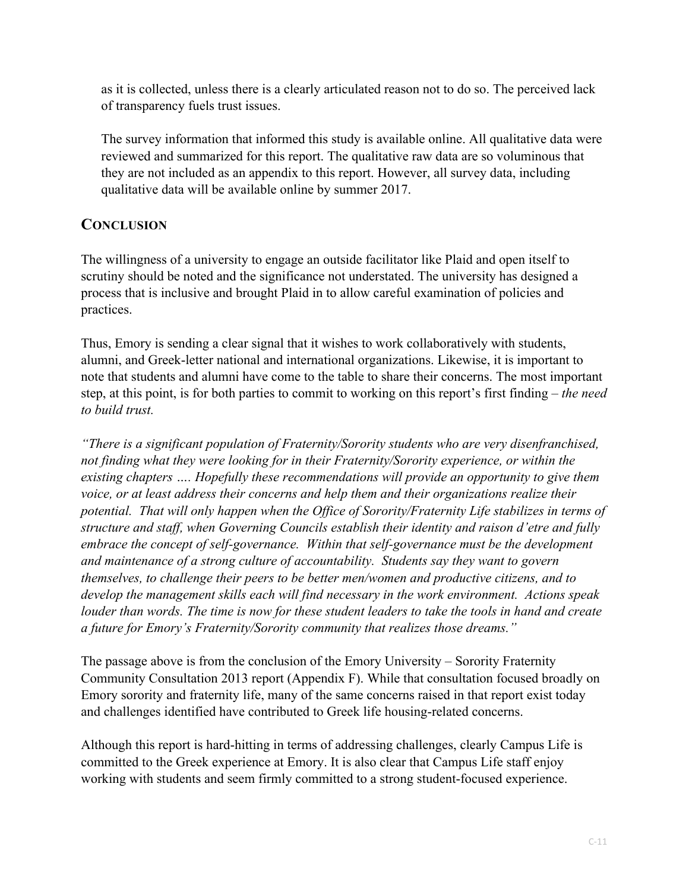as it is collected, unless there is a clearly articulated reason not to do so. The perceived lack of transparency fuels trust issues.

The survey information that informed this study is available online. All qualitative data were reviewed and summarized for this report. The qualitative raw data are so voluminous that they are not included as an appendix to this report. However, all survey data, including qualitative data will be available online by summer 2017.

## CONCLUSION

The willingness of a university to engage an outside facilitator like Plaid and open itself to scrutiny should be noted and the significance not understated. The university has designed a process that is inclusive and brought Plaid in to allow careful examination of policies and practices.

Thus, Emory is sending a clear signal that it wishes to work collaboratively with students, alumni, and Greek-letter national and international organizations. Likewise, it is important to note that students and alumni have come to the table to share their concerns. The most important step, at this point, is for both parties to commit to working on this report's first finding – *the need to build trust.*

*"There is a significant population of Fraternity/Sorority students who are very disenfranchised, not finding what they were looking for in their Fraternity/Sorority experience, or within the existing chapters …. Hopefully these recommendations will provide an opportunity to give them voice, or at least address their concerns and help them and their organizations realize their potential. That will only happen when the Office of Sorority/Fraternity Life stabilizes in terms of structure and staff, when Governing Councils establish their identity and raison d'etre and fully embrace the concept of self-governance. Within that self-governance must be the development and maintenance of a strong culture of accountability. Students say they want to govern themselves, to challenge their peers to be better men/women and productive citizens, and to develop the management skills each will find necessary in the work environment. Actions speak louder than words. The time is now for these student leaders to take the tools in hand and create a future for Emory's Fraternity/Sorority community that realizes those dreams."*

The passage above is from the conclusion of the Emory University – Sorority Fraternity Community Consultation 2013 report (Appendix F). While that consultation focused broadly on Emory sorority and fraternity life, many of the same concerns raised in that report exist today and challenges identified have contributed to Greek life housing-related concerns.

Although this report is hard-hitting in terms of addressing challenges, clearly Campus Life is committed to the Greek experience at Emory. It is also clear that Campus Life staff enjoy working with students and seem firmly committed to a strong student-focused experience.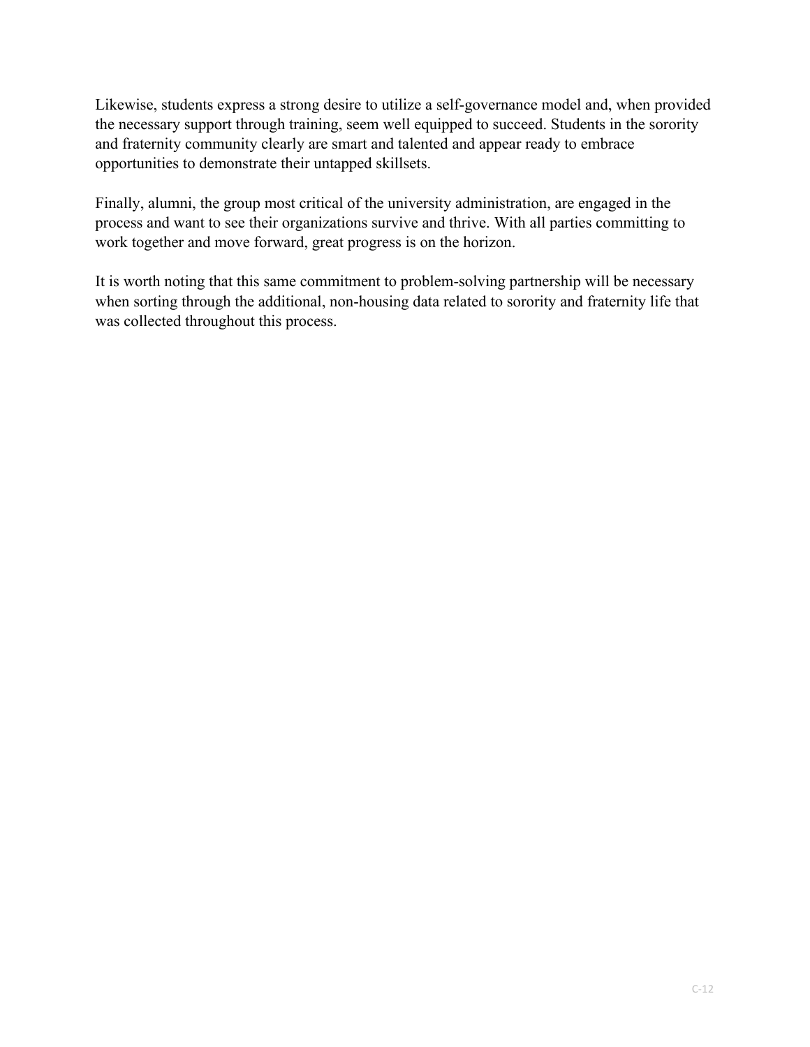Likewise, students express a strong desire to utilize a self-governance model and, when provided the necessary support through training, seem well equipped to succeed. Students in the sorority and fraternity community clearly are smart and talented and appear ready to embrace opportunities to demonstrate their untapped skillsets.

Finally, alumni, the group most critical of the university administration, are engaged in the process and want to see their organizations survive and thrive. With all parties committing to work together and move forward, great progress is on the horizon.

It is worth noting that this same commitment to problem-solving partnership will be necessary when sorting through the additional, non-housing data related to sorority and fraternity life that was collected throughout this process.